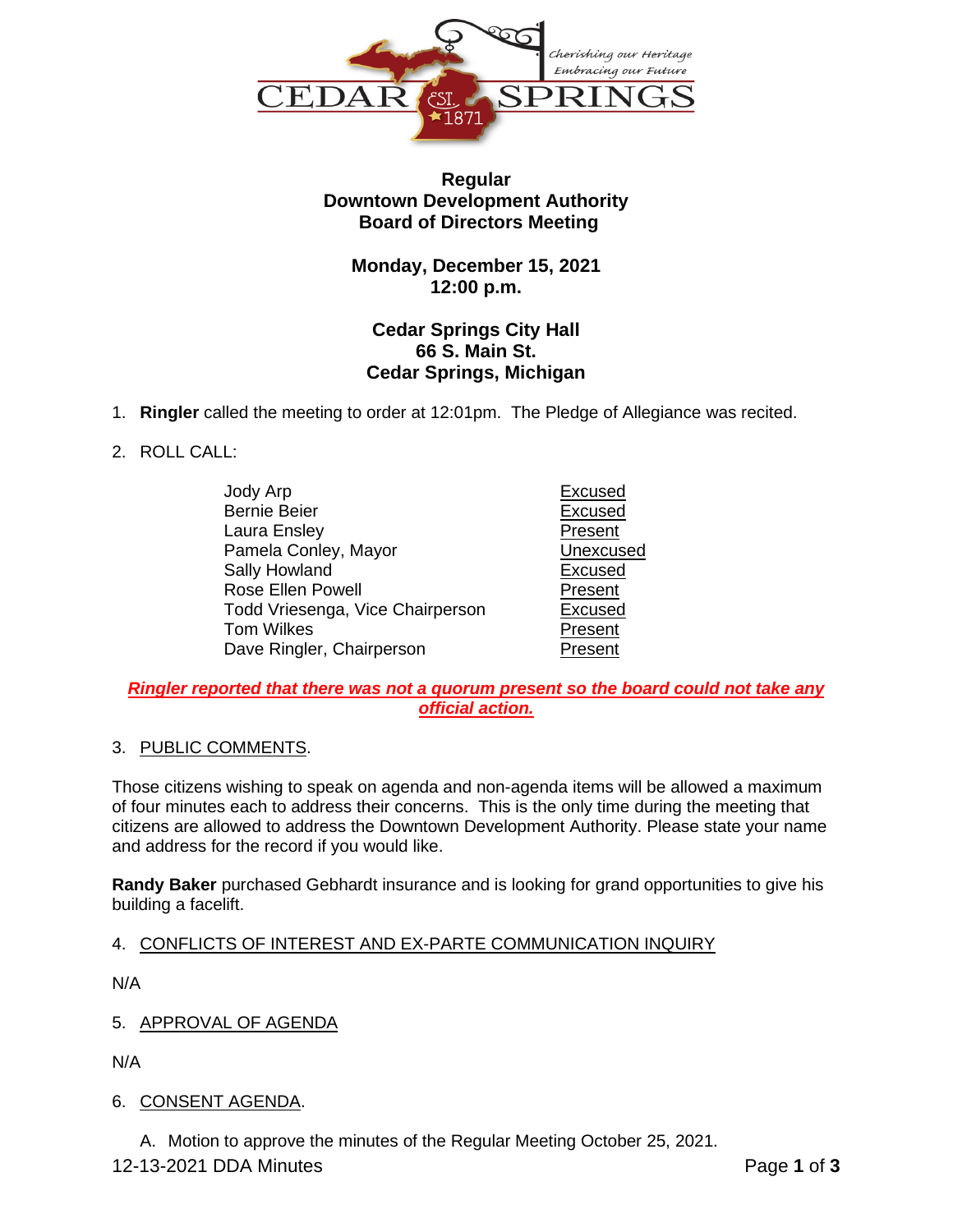**Regular**
**Downtown Development Authority**
**Board of Directors Meeting**

**Monday, December 15, 2021**
**12:00 p.m.**

**Cedar Springs City Hall**
**66 S. Main St.**
**Cedar Springs, Michigan**

1. **Ringler** called the meeting to order at 12:01pm. The Pledge of Allegiance was recited.

2. ROLL CALL:

| | |
|---|---|
| Jody Arp | Excused |
| Bernie Beier | Excused |
| Laura Ensley | Present |
| Pamela Conley, Mayor | Unexcused |
| Sally Howland | Excused |
| Rose Ellen Powell | Present |
| Todd Vriesenga, Vice Chairperson | Excused |
| Tom Wilkes | Present |
| Dave Ringler, Chairperson | Present |

***Ringler reported that there was not a quorum present so the board could not take any official action.***

3. PUBLIC COMMENTS.

Those citizens wishing to speak on agenda and non-agenda items will be allowed a maximum of four minutes each to address their concerns. This is the only time during the meeting that citizens are allowed to address the Downtown Development Authority. Please state your name and address for the record if you would like.

**Randy Baker** purchased Gebhardt insurance and is looking for grand opportunities to give his building a facelift.

4. CONFLICTS OF INTEREST AND EX-PARTE COMMUNICATION INQUIRY

N/A

5. APPROVAL OF AGENDA

N/A

6. CONSENT AGENDA.

   A. Motion to approve the minutes of the Regular Meeting October 25, 2021.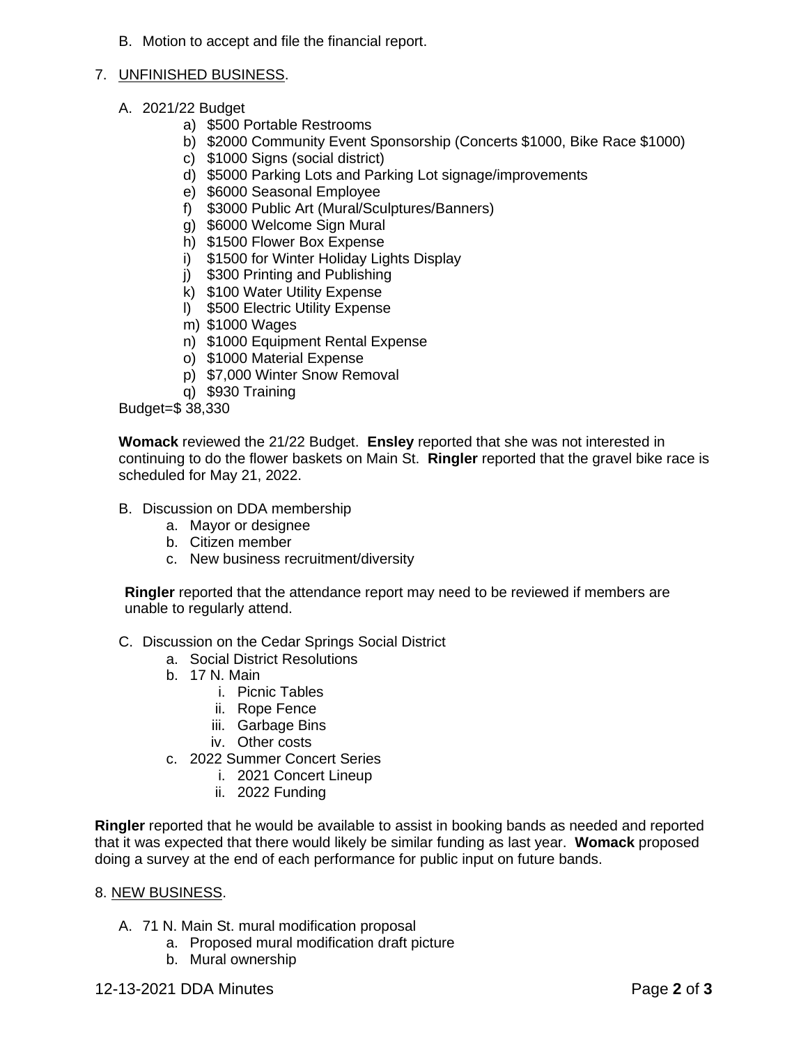B. Motion to accept and file the financial report.

7. UNFINISHED BUSINESS.

   A. 2021/22 Budget
      a) $500 Portable Restrooms
      b) $2000 Community Event Sponsorship (Concerts $1000, Bike Race $1000)
      c) $1000 Signs (social district)
      d) $5000 Parking Lots and Parking Lot signage/improvements
      e) $6000 Seasonal Employee
      f) $3000 Public Art (Mural/Sculptures/Banners)
      g) $6000 Welcome Sign Mural
      h) $1500 Flower Box Expense
      i) $1500 for Winter Holiday Lights Display
      j) $300 Printing and Publishing
      k) $100 Water Utility Expense
      l) $500 Electric Utility Expense
      m) $1000 Wages
      n) $1000 Equipment Rental Expense
      o) $1000 Material Expense
      p) $7,000 Winter Snow Removal
      q) $930 Training

   Budget=$ 38,330

   **Womack** reviewed the 21/22 Budget. **Ensley** reported that she was not interested in continuing to do the flower baskets on Main St. **Ringler** reported that the gravel bike race is scheduled for May 21, 2022.

   B. Discussion on DDA membership
      a. Mayor or designee
      b. Citizen member
      c. New business recruitment/diversity

   **Ringler** reported that the attendance report may need to be reviewed if members are unable to regularly attend.

   C. Discussion on the Cedar Springs Social District
      a. Social District Resolutions
      b. 17 N. Main
         i. Picnic Tables
         ii. Rope Fence
         iii. Garbage Bins
         iv. Other costs
      c. 2022 Summer Concert Series
         i. 2021 Concert Lineup
         ii. 2022 Funding

**Ringler** reported that he would be available to assist in booking bands as needed and reported that it was expected that there would likely be similar funding as last year. **Womack** proposed doing a survey at the end of each performance for public input on future bands.

8. NEW BUSINESS.

   A. 71 N. Main St. mural modification proposal
      a. Proposed mural modification draft picture
      b. Mural ownership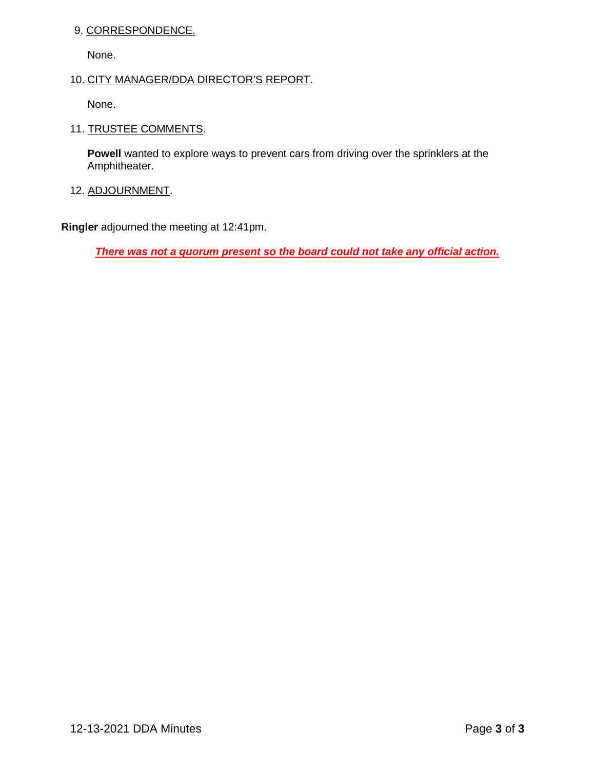9. CORRESPONDENCE.

   None.

10. CITY MANAGER/DDA DIRECTOR'S REPORT.

    None.

11. TRUSTEE COMMENTS.

    **Powell** wanted to explore ways to prevent cars from driving over the sprinklers at the Amphitheater.

12. ADJOURNMENT.

**Ringler** adjourned the meeting at 12:41pm.

***There was not a quorum present so the board could not take any official action.***